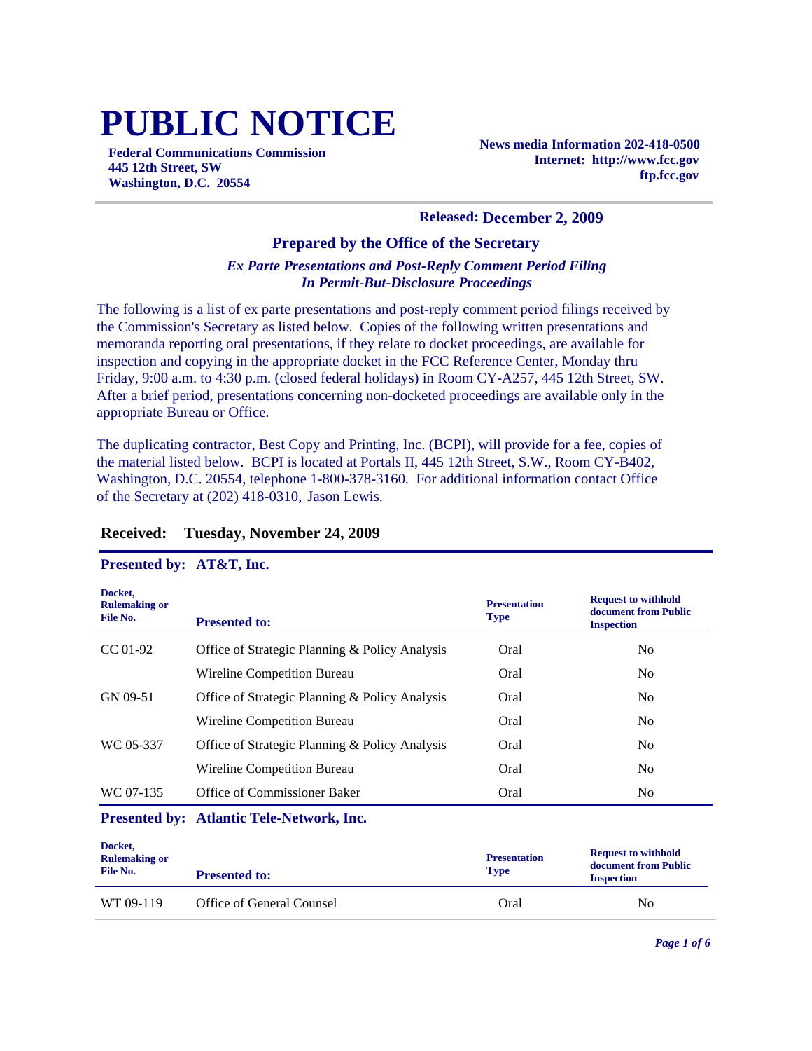# PUBLIC NOTICE

**Federal Communications Commission**
**445 12th Street, SW**
**Washington, D.C. 20554**

**News media Information 202-418-0500**
**Internet: http://www.fcc.gov**
**ftp.fcc.gov**

**Released: December 2, 2009**

## Prepared by the Office of the Secretary

***Ex Parte Presentations and Post-Reply Comment Period Filing***
***In Permit-But-Disclosure Proceedings***

The following is a list of ex parte presentations and post-reply comment period filings received by the Commission's Secretary as listed below. Copies of the following written presentations and memoranda reporting oral presentations, if they relate to docket proceedings, are available for inspection and copying in the appropriate docket in the FCC Reference Center, Monday thru Friday, 9:00 a.m. to 4:30 p.m. (closed federal holidays) in Room CY-A257, 445 12th Street, SW. After a brief period, presentations concerning non-docketed proceedings are available only in the appropriate Bureau or Office.

The duplicating contractor, Best Copy and Printing, Inc. (BCPI), will provide for a fee, copies of the material listed below. BCPI is located at Portals II, 445 12th Street, S.W., Room CY-B402, Washington, D.C. 20554, telephone 1-800-378-3160. For additional information contact Office of the Secretary at (202) 418-0310, Jason Lewis.

### Received: Tuesday, November 24, 2009

**Presented by: AT&T, Inc.**

| Docket, Rulemaking or File No. | Presented to: | Presentation Type | Request to withhold document from Public Inspection |
|---|---|---|---|
| CC 01-92 | Office of Strategic Planning & Policy Analysis | Oral | No |
| | Wireline Competition Bureau | Oral | No |
| GN 09-51 | Office of Strategic Planning & Policy Analysis | Oral | No |
| | Wireline Competition Bureau | Oral | No |
| WC 05-337 | Office of Strategic Planning & Policy Analysis | Oral | No |
| | Wireline Competition Bureau | Oral | No |
| WC 07-135 | Office of Commissioner Baker | Oral | No |

**Presented by: Atlantic Tele-Network, Inc.**

| Docket, Rulemaking or File No. | Presented to: | Presentation Type | Request to withhold document from Public Inspection |
|---|---|---|---|
| WT 09-119 | Office of General Counsel | Oral | No |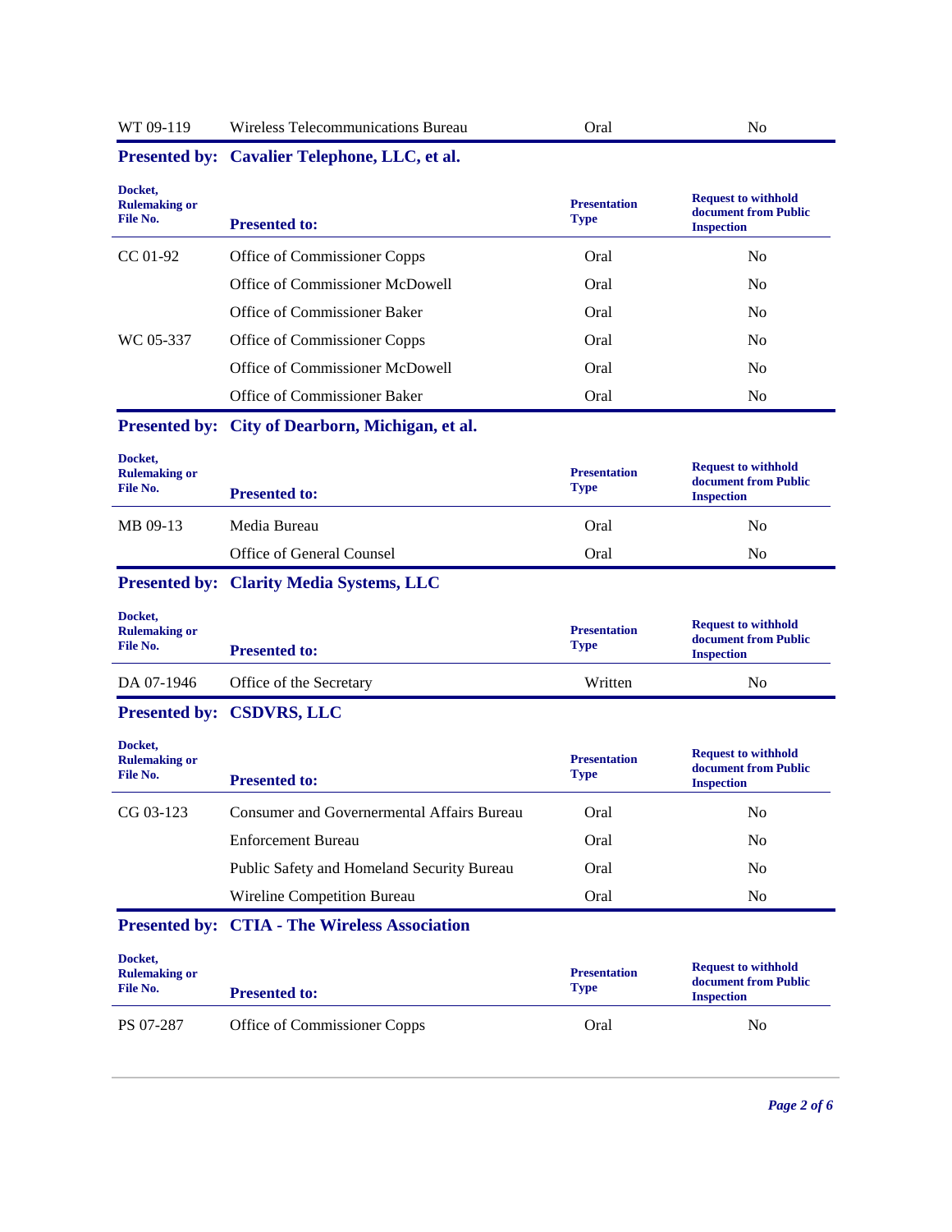| | | | |
|---|---|---|---|
| WT 09-119 | Wireless Telecommunications Bureau | Oral | No |

### Presented by: Cavalier Telephone, LLC, et al.

| Docket, Rulemaking or File No. | Presented to: | Presentation Type | Request to withhold document from Public Inspection |
|---|---|---|---|
| CC 01-92 | Office of Commissioner Copps | Oral | No |
| | Office of Commissioner McDowell | Oral | No |
| | Office of Commissioner Baker | Oral | No |
| WC 05-337 | Office of Commissioner Copps | Oral | No |
| | Office of Commissioner McDowell | Oral | No |
| | Office of Commissioner Baker | Oral | No |

### Presented by: City of Dearborn, Michigan, et al.

| Docket, Rulemaking or File No. | Presented to: | Presentation Type | Request to withhold document from Public Inspection |
|---|---|---|---|
| MB 09-13 | Media Bureau | Oral | No |
| | Office of General Counsel | Oral | No |

### Presented by: Clarity Media Systems, LLC

| Docket, Rulemaking or File No. | Presented to: | Presentation Type | Request to withhold document from Public Inspection |
|---|---|---|---|
| DA 07-1946 | Office of the Secretary | Written | No |

### Presented by: CSDVRS, LLC

| Docket, Rulemaking or File No. | Presented to: | Presentation Type | Request to withhold document from Public Inspection |
|---|---|---|---|
| CG 03-123 | Consumer and Governermental Affairs Bureau | Oral | No |
| | Enforcement Bureau | Oral | No |
| | Public Safety and Homeland Security Bureau | Oral | No |
| | Wireline Competition Bureau | Oral | No |

### Presented by: CTIA - The Wireless Association

| Docket, Rulemaking or File No. | Presented to: | Presentation Type | Request to withhold document from Public Inspection |
|---|---|---|---|
| PS 07-287 | Office of Commissioner Copps | Oral | No |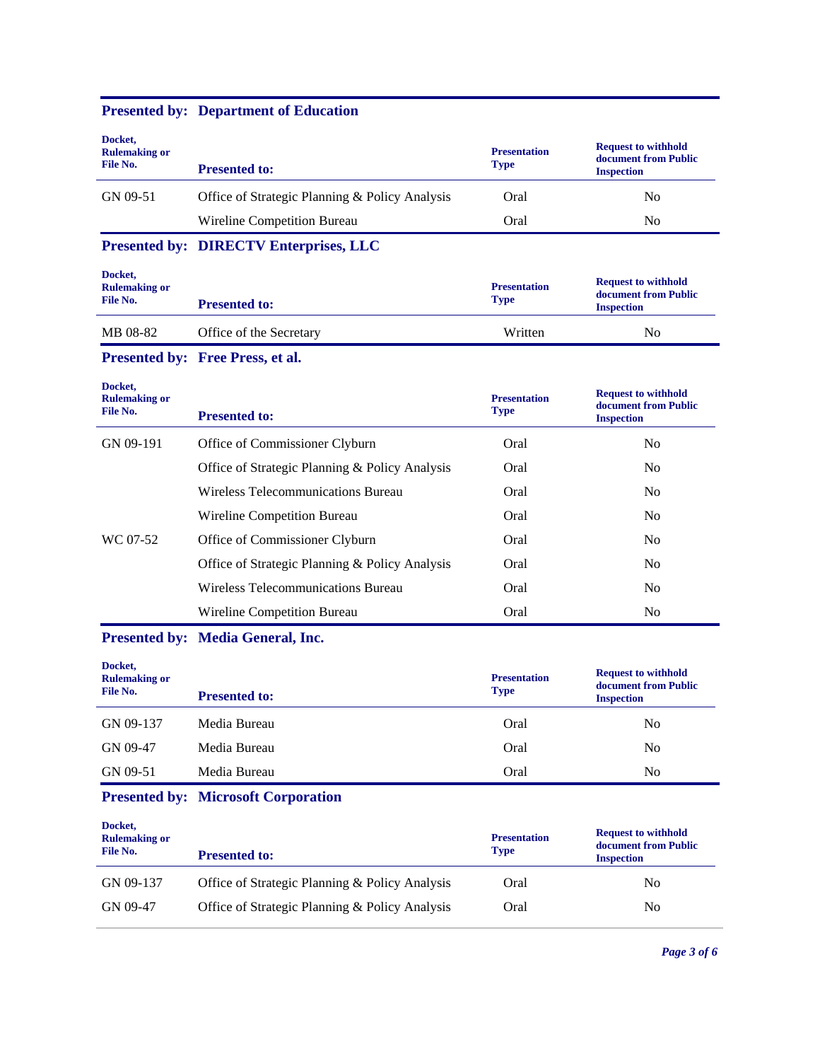**Presented by: Department of Education**

| Docket, Rulemaking or File No. | Presented to: | Presentation Type | Request to withhold document from Public Inspection |
|---|---|---|---|
| GN 09-51 | Office of Strategic Planning & Policy Analysis | Oral | No |
| | Wireline Competition Bureau | Oral | No |

**Presented by: DIRECTV Enterprises, LLC**

| Docket, Rulemaking or File No. | Presented to: | Presentation Type | Request to withhold document from Public Inspection |
|---|---|---|---|
| MB 08-82 | Office of the Secretary | Written | No |

**Presented by: Free Press, et al.**

| Docket, Rulemaking or File No. | Presented to: | Presentation Type | Request to withhold document from Public Inspection |
|---|---|---|---|
| GN 09-191 | Office of Commissioner Clyburn | Oral | No |
| | Office of Strategic Planning & Policy Analysis | Oral | No |
| | Wireless Telecommunications Bureau | Oral | No |
| | Wireline Competition Bureau | Oral | No |
| WC 07-52 | Office of Commissioner Clyburn | Oral | No |
| | Office of Strategic Planning & Policy Analysis | Oral | No |
| | Wireless Telecommunications Bureau | Oral | No |
| | Wireline Competition Bureau | Oral | No |

**Presented by: Media General, Inc.**

| Docket, Rulemaking or File No. | Presented to: | Presentation Type | Request to withhold document from Public Inspection |
|---|---|---|---|
| GN 09-137 | Media Bureau | Oral | No |
| GN 09-47 | Media Bureau | Oral | No |
| GN 09-51 | Media Bureau | Oral | No |

**Presented by: Microsoft Corporation**

| Docket, Rulemaking or File No. | Presented to: | Presentation Type | Request to withhold document from Public Inspection |
|---|---|---|---|
| GN 09-137 | Office of Strategic Planning & Policy Analysis | Oral | No |
| GN 09-47 | Office of Strategic Planning & Policy Analysis | Oral | No |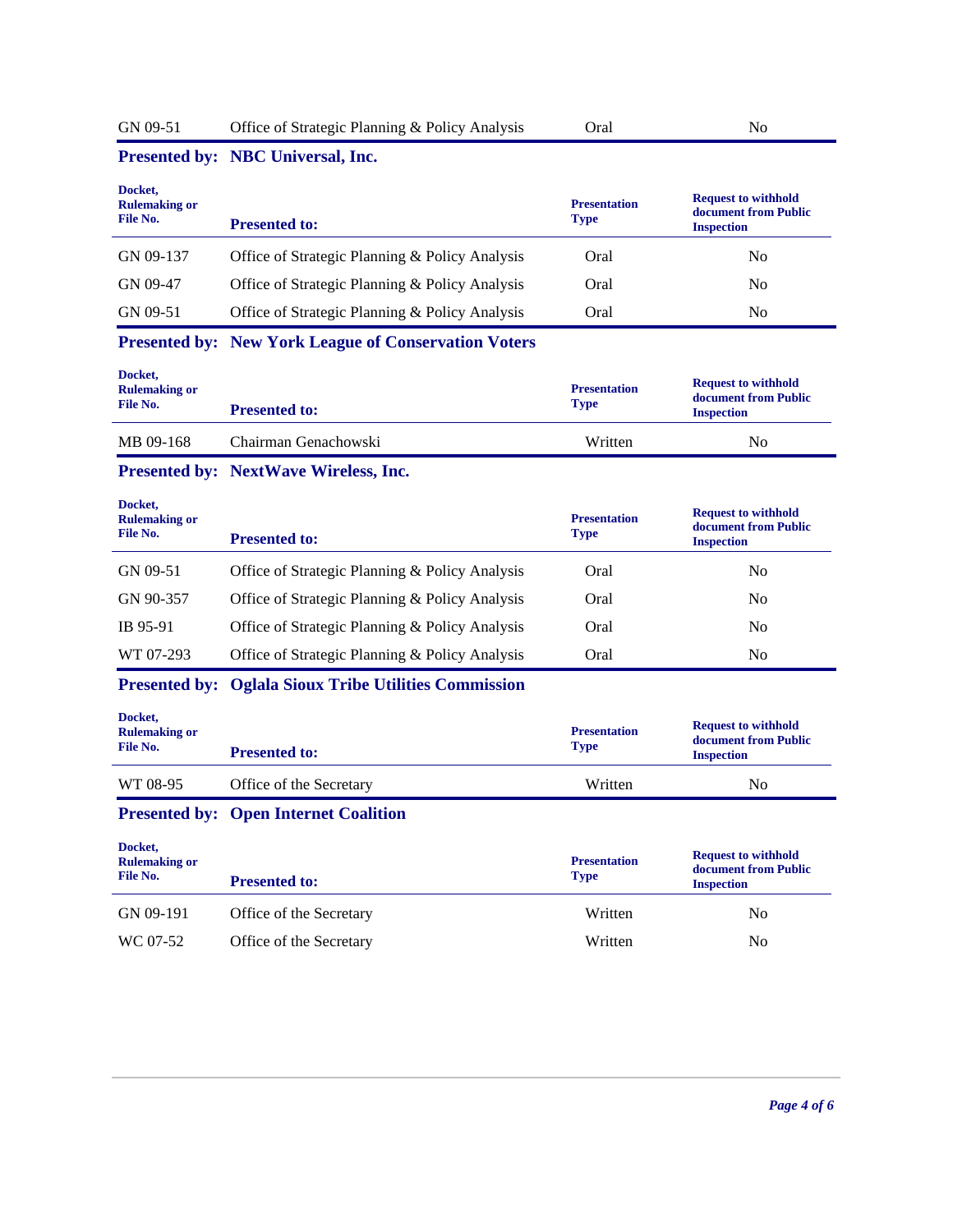| | | | |
|---|---|---|---|
| GN 09-51 | Office of Strategic Planning & Policy Analysis | Oral | No |

**Presented by: NBC Universal, Inc.**

| Docket, Rulemaking or File No. | Presented to: | Presentation Type | Request to withhold document from Public Inspection |
|---|---|---|---|
| GN 09-137 | Office of Strategic Planning & Policy Analysis | Oral | No |
| GN 09-47 | Office of Strategic Planning & Policy Analysis | Oral | No |
| GN 09-51 | Office of Strategic Planning & Policy Analysis | Oral | No |

**Presented by: New York League of Conservation Voters**

| Docket, Rulemaking or File No. | Presented to: | Presentation Type | Request to withhold document from Public Inspection |
|---|---|---|---|
| MB 09-168 | Chairman Genachowski | Written | No |

**Presented by: NextWave Wireless, Inc.**

| Docket, Rulemaking or File No. | Presented to: | Presentation Type | Request to withhold document from Public Inspection |
|---|---|---|---|
| GN 09-51 | Office of Strategic Planning & Policy Analysis | Oral | No |
| GN 90-357 | Office of Strategic Planning & Policy Analysis | Oral | No |
| IB 95-91 | Office of Strategic Planning & Policy Analysis | Oral | No |
| WT 07-293 | Office of Strategic Planning & Policy Analysis | Oral | No |

**Presented by: Oglala Sioux Tribe Utilities Commission**

| Docket, Rulemaking or File No. | Presented to: | Presentation Type | Request to withhold document from Public Inspection |
|---|---|---|---|
| WT 08-95 | Office of the Secretary | Written | No |

**Presented by: Open Internet Coalition**

| Docket, Rulemaking or File No. | Presented to: | Presentation Type | Request to withhold document from Public Inspection |
|---|---|---|---|
| GN 09-191 | Office of the Secretary | Written | No |
| WC 07-52 | Office of the Secretary | Written | No |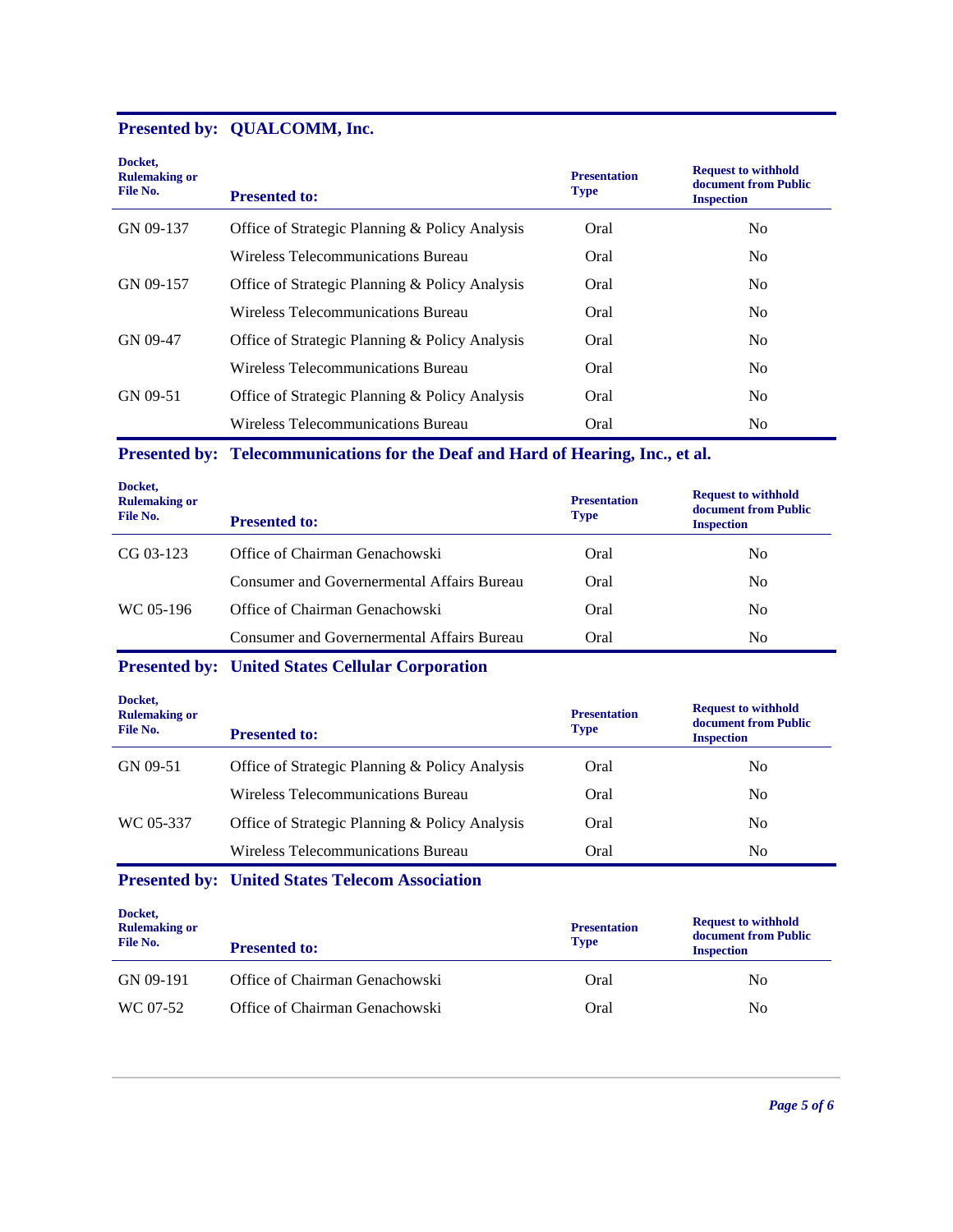**Presented by: QUALCOMM, Inc.**

| Docket, Rulemaking or File No. | Presented to: | Presentation Type | Request to withhold document from Public Inspection |
|---|---|---|---|
| GN 09-137 | Office of Strategic Planning & Policy Analysis | Oral | No |
| | Wireless Telecommunications Bureau | Oral | No |
| GN 09-157 | Office of Strategic Planning & Policy Analysis | Oral | No |
| | Wireless Telecommunications Bureau | Oral | No |
| GN 09-47 | Office of Strategic Planning & Policy Analysis | Oral | No |
| | Wireless Telecommunications Bureau | Oral | No |
| GN 09-51 | Office of Strategic Planning & Policy Analysis | Oral | No |
| | Wireless Telecommunications Bureau | Oral | No |

**Presented by: Telecommunications for the Deaf and Hard of Hearing, Inc., et al.**

| Docket, Rulemaking or File No. | Presented to: | Presentation Type | Request to withhold document from Public Inspection |
|---|---|---|---|
| CG 03-123 | Office of Chairman Genachowski | Oral | No |
| | Consumer and Governermental Affairs Bureau | Oral | No |
| WC 05-196 | Office of Chairman Genachowski | Oral | No |
| | Consumer and Governermental Affairs Bureau | Oral | No |

**Presented by: United States Cellular Corporation**

| Docket, Rulemaking or File No. | Presented to: | Presentation Type | Request to withhold document from Public Inspection |
|---|---|---|---|
| GN 09-51 | Office of Strategic Planning & Policy Analysis | Oral | No |
| | Wireless Telecommunications Bureau | Oral | No |
| WC 05-337 | Office of Strategic Planning & Policy Analysis | Oral | No |
| | Wireless Telecommunications Bureau | Oral | No |

**Presented by: United States Telecom Association**

| Docket, Rulemaking or File No. | Presented to: | Presentation Type | Request to withhold document from Public Inspection |
|---|---|---|---|
| GN 09-191 | Office of Chairman Genachowski | Oral | No |
| WC 07-52 | Office of Chairman Genachowski | Oral | No |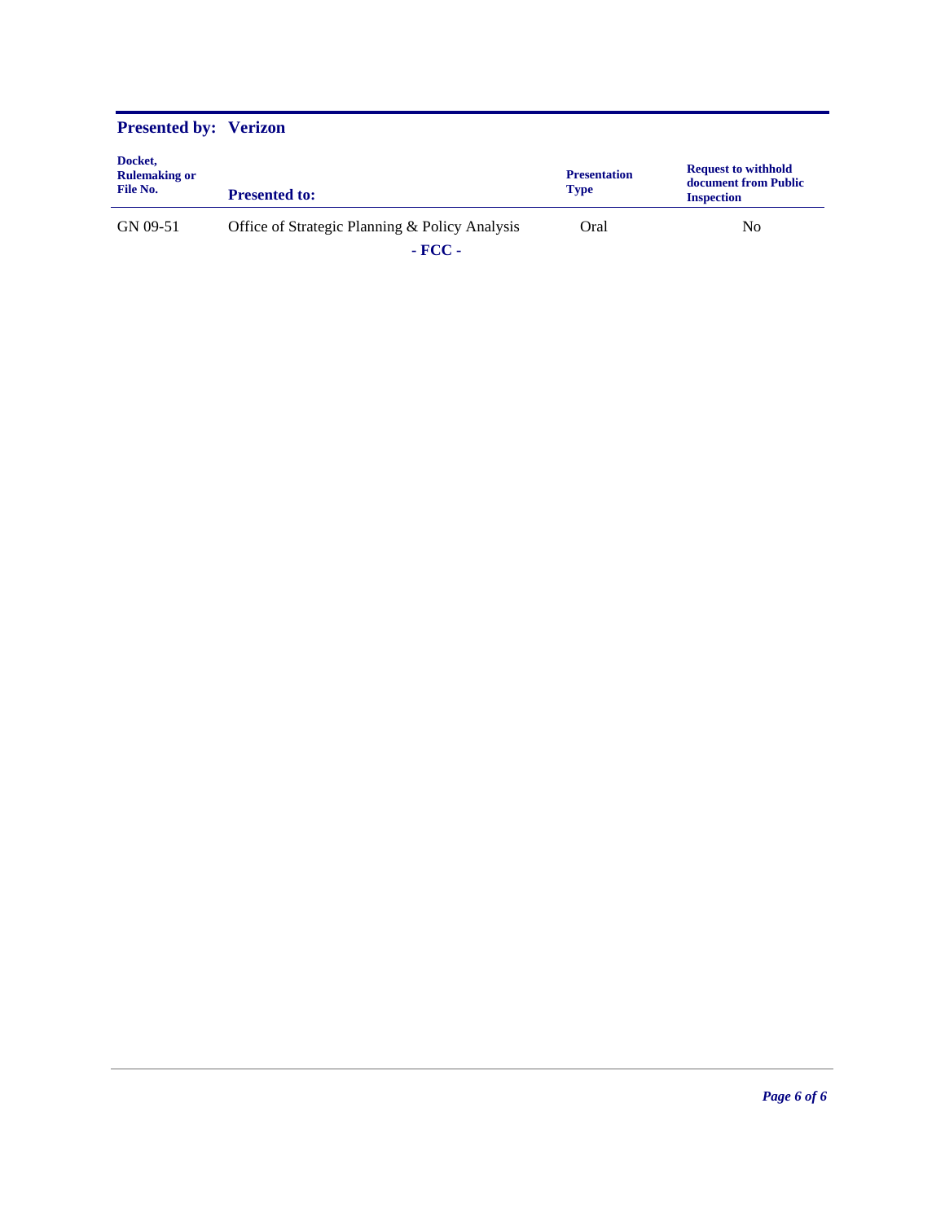## Presented by: Verizon

| Docket, Rulemaking or File No. | Presented to: | Presentation Type | Request to withhold document from Public Inspection |
|---|---|---|---|
| GN 09-51 | Office of Strategic Planning & Policy Analysis | Oral | No |

**- FCC -**